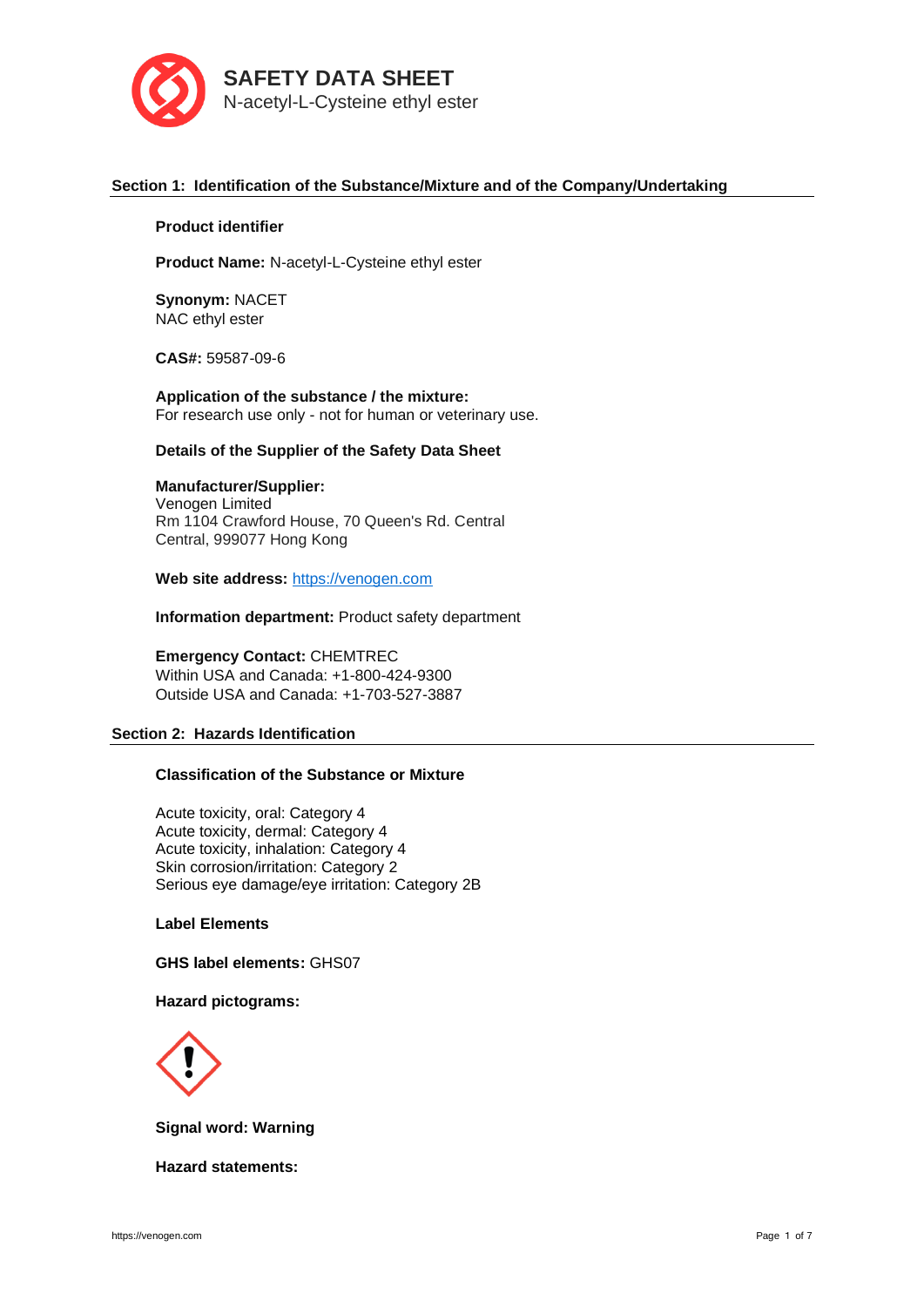# SAFETY DATA SHEET

N-acetyl-L-Cysteine ethyl ester

## Section 1: Identification of the Substance/Mixture and of the Company/Undertaking

**Product identifier**

**Product Name:** N-acetyl-L-Cysteine ethyl ester

**Synonym:** NACET
NAC ethyl ester

**CAS#:** 59587-09-6

**Application of the substance / the mixture:**
For research use only - not for human or veterinary use.

**Details of the Supplier of the Safety Data Sheet**

**Manufacturer/Supplier:**
Venogen Limited
Rm 1104 Crawford House, 70 Queen's Rd. Central
Central, 999077 Hong Kong

**Web site address:** https://venogen.com

**Information department:** Product safety department

**Emergency Contact:** CHEMTREC
Within USA and Canada: +1-800-424-9300
Outside USA and Canada: +1-703-527-3887

## Section 2: Hazards Identification

**Classification of the Substance or Mixture**

Acute toxicity, oral: Category 4
Acute toxicity, dermal: Category 4
Acute toxicity, inhalation: Category 4
Skin corrosion/irritation: Category 2
Serious eye damage/eye irritation: Category 2B

**Label Elements**

**GHS label elements:** GHS07

**Hazard pictograms:**

**Signal word: Warning**

**Hazard statements:**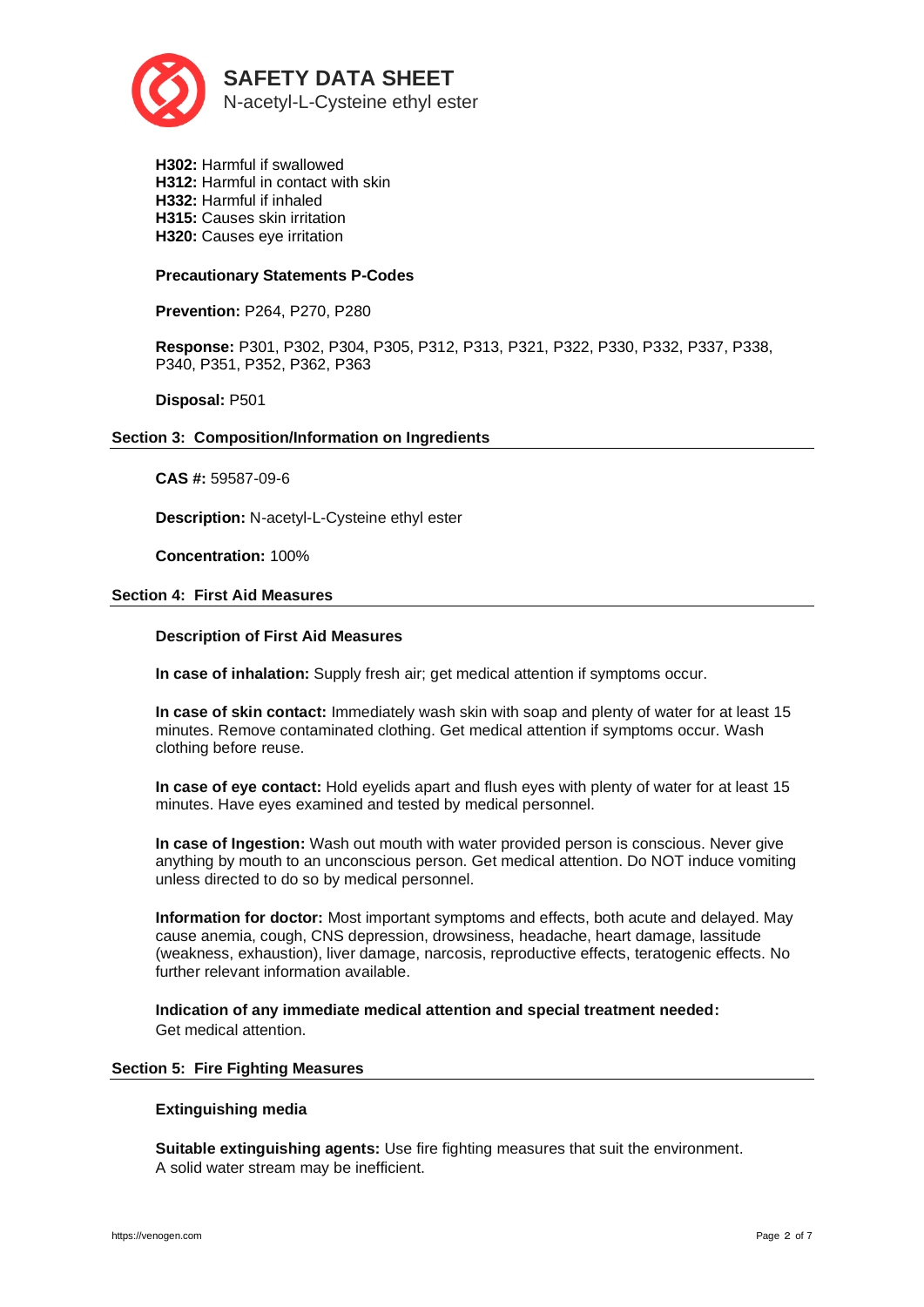**H302:** Harmful if swallowed
**H312:** Harmful in contact with skin
**H332:** Harmful if inhaled
**H315:** Causes skin irritation
**H320:** Causes eye irritation

**Precautionary Statements P-Codes**

**Prevention:** P264, P270, P280

**Response:** P301, P302, P304, P305, P312, P313, P321, P322, P330, P332, P337, P338, P340, P351, P352, P362, P363

**Disposal:** P501

## Section 3: Composition/Information on Ingredients

**CAS #:** 59587-09-6

**Description:** N-acetyl-L-Cysteine ethyl ester

**Concentration:** 100%

## Section 4: First Aid Measures

**Description of First Aid Measures**

**In case of inhalation:** Supply fresh air; get medical attention if symptoms occur.

**In case of skin contact:** Immediately wash skin with soap and plenty of water for at least 15 minutes. Remove contaminated clothing. Get medical attention if symptoms occur. Wash clothing before reuse.

**In case of eye contact:** Hold eyelids apart and flush eyes with plenty of water for at least 15 minutes. Have eyes examined and tested by medical personnel.

**In case of Ingestion:** Wash out mouth with water provided person is conscious. Never give anything by mouth to an unconscious person. Get medical attention. Do NOT induce vomiting unless directed to do so by medical personnel.

**Information for doctor:** Most important symptoms and effects, both acute and delayed. May cause anemia, cough, CNS depression, drowsiness, headache, heart damage, lassitude (weakness, exhaustion), liver damage, narcosis, reproductive effects, teratogenic effects. No further relevant information available.

**Indication of any immediate medical attention and special treatment needed:**
Get medical attention.

## Section 5: Fire Fighting Measures

**Extinguishing media**

**Suitable extinguishing agents:** Use fire fighting measures that suit the environment.
A solid water stream may be inefficient.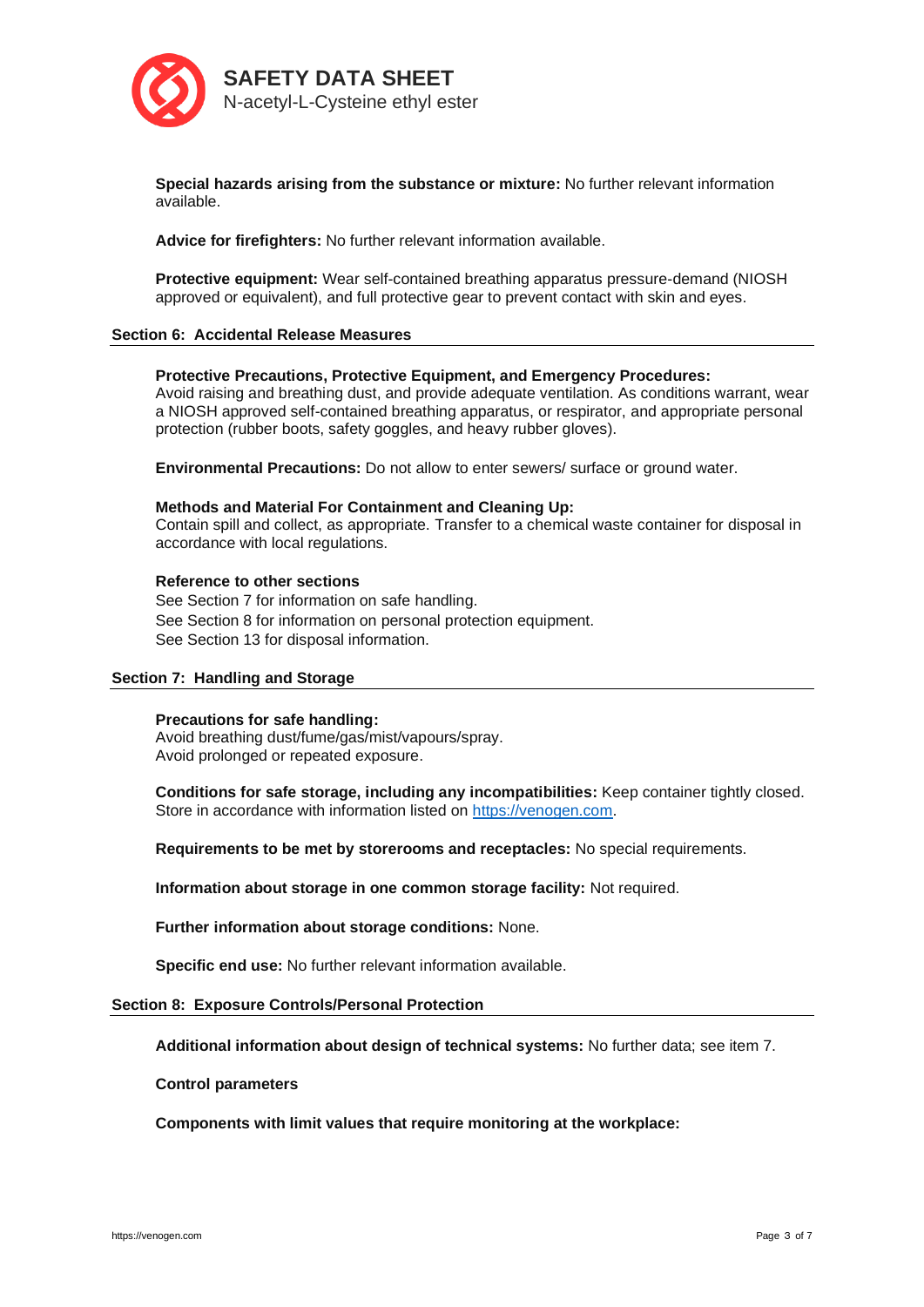**Special hazards arising from the substance or mixture:** No further relevant information available.

**Advice for firefighters:** No further relevant information available.

**Protective equipment:** Wear self-contained breathing apparatus pressure-demand (NIOSH approved or equivalent), and full protective gear to prevent contact with skin and eyes.

## Section 6: Accidental Release Measures

**Protective Precautions, Protective Equipment, and Emergency Procedures:**
Avoid raising and breathing dust, and provide adequate ventilation. As conditions warrant, wear a NIOSH approved self-contained breathing apparatus, or respirator, and appropriate personal protection (rubber boots, safety goggles, and heavy rubber gloves).

**Environmental Precautions:** Do not allow to enter sewers/ surface or ground water.

**Methods and Material For Containment and Cleaning Up:**
Contain spill and collect, as appropriate. Transfer to a chemical waste container for disposal in accordance with local regulations.

**Reference to other sections**
See Section 7 for information on safe handling.
See Section 8 for information on personal protection equipment.
See Section 13 for disposal information.

## Section 7: Handling and Storage

**Precautions for safe handling:**
Avoid breathing dust/fume/gas/mist/vapours/spray.
Avoid prolonged or repeated exposure.

**Conditions for safe storage, including any incompatibilities:** Keep container tightly closed. Store in accordance with information listed on https://venogen.com.

**Requirements to be met by storerooms and receptacles:** No special requirements.

**Information about storage in one common storage facility:** Not required.

**Further information about storage conditions:** None.

**Specific end use:** No further relevant information available.

## Section 8: Exposure Controls/Personal Protection

**Additional information about design of technical systems:** No further data; see item 7.

**Control parameters**

**Components with limit values that require monitoring at the workplace:**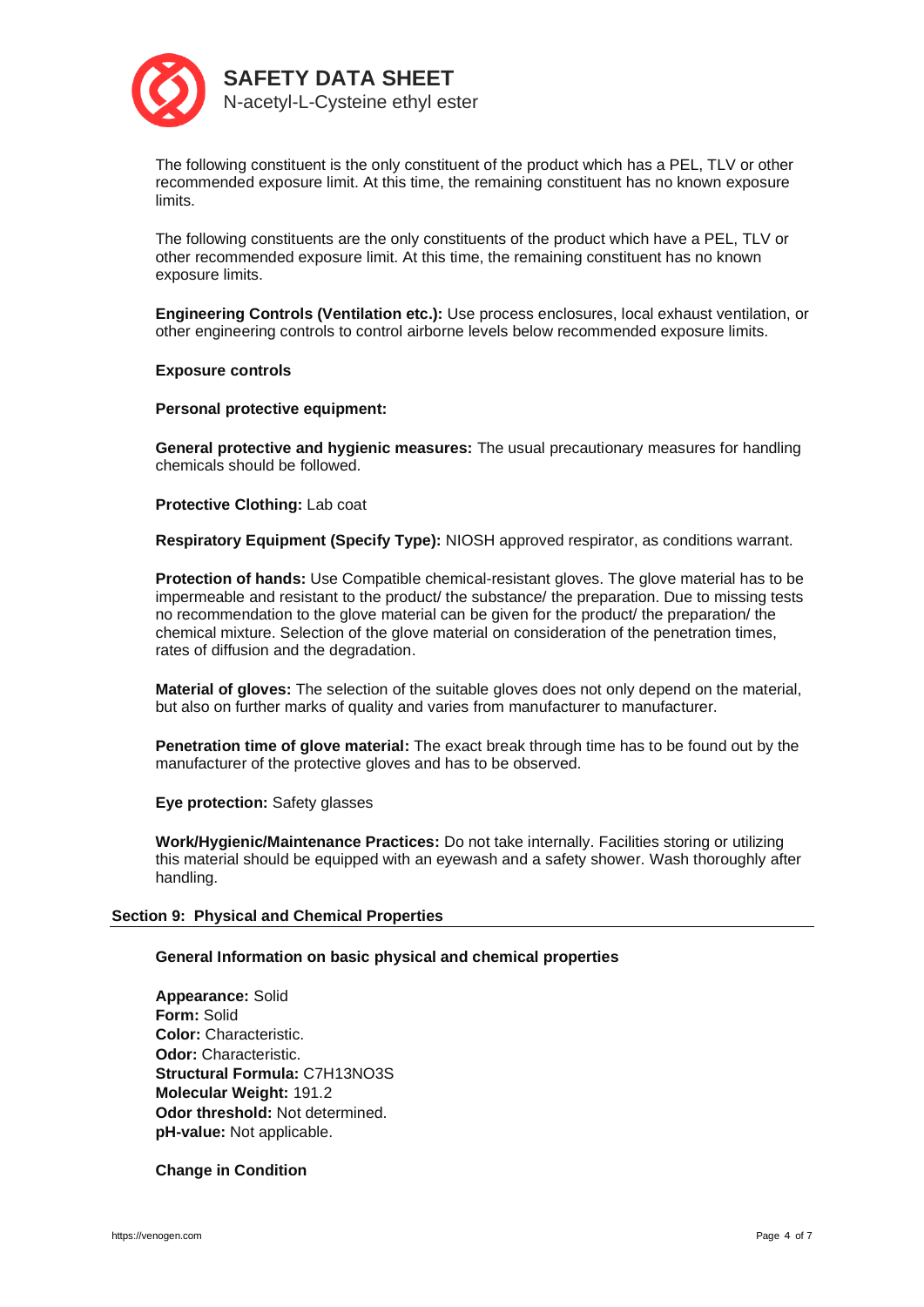The following constituent is the only constituent of the product which has a PEL, TLV or other recommended exposure limit. At this time, the remaining constituent has no known exposure limits.

The following constituents are the only constituents of the product which have a PEL, TLV or other recommended exposure limit. At this time, the remaining constituent has no known exposure limits.

**Engineering Controls (Ventilation etc.):** Use process enclosures, local exhaust ventilation, or other engineering controls to control airborne levels below recommended exposure limits.

**Exposure controls**

**Personal protective equipment:**

**General protective and hygienic measures:** The usual precautionary measures for handling chemicals should be followed.

**Protective Clothing:** Lab coat

**Respiratory Equipment (Specify Type):** NIOSH approved respirator, as conditions warrant.

**Protection of hands:** Use Compatible chemical-resistant gloves. The glove material has to be impermeable and resistant to the product/ the substance/ the preparation. Due to missing tests no recommendation to the glove material can be given for the product/ the preparation/ the chemical mixture. Selection of the glove material on consideration of the penetration times, rates of diffusion and the degradation.

**Material of gloves:** The selection of the suitable gloves does not only depend on the material, but also on further marks of quality and varies from manufacturer to manufacturer.

**Penetration time of glove material:** The exact break through time has to be found out by the manufacturer of the protective gloves and has to be observed.

**Eye protection:** Safety glasses

**Work/Hygienic/Maintenance Practices:** Do not take internally. Facilities storing or utilizing this material should be equipped with an eyewash and a safety shower. Wash thoroughly after handling.

## Section 9: Physical and Chemical Properties

**General Information on basic physical and chemical properties**

**Appearance:** Solid  
**Form:** Solid  
**Color:** Characteristic.  
**Odor:** Characteristic.  
**Structural Formula:** $C_7H_{13}NO_3S$  
**Molecular Weight:** 191.2  
**Odor threshold:** Not determined.  
**pH-value:** Not applicable.

**Change in Condition**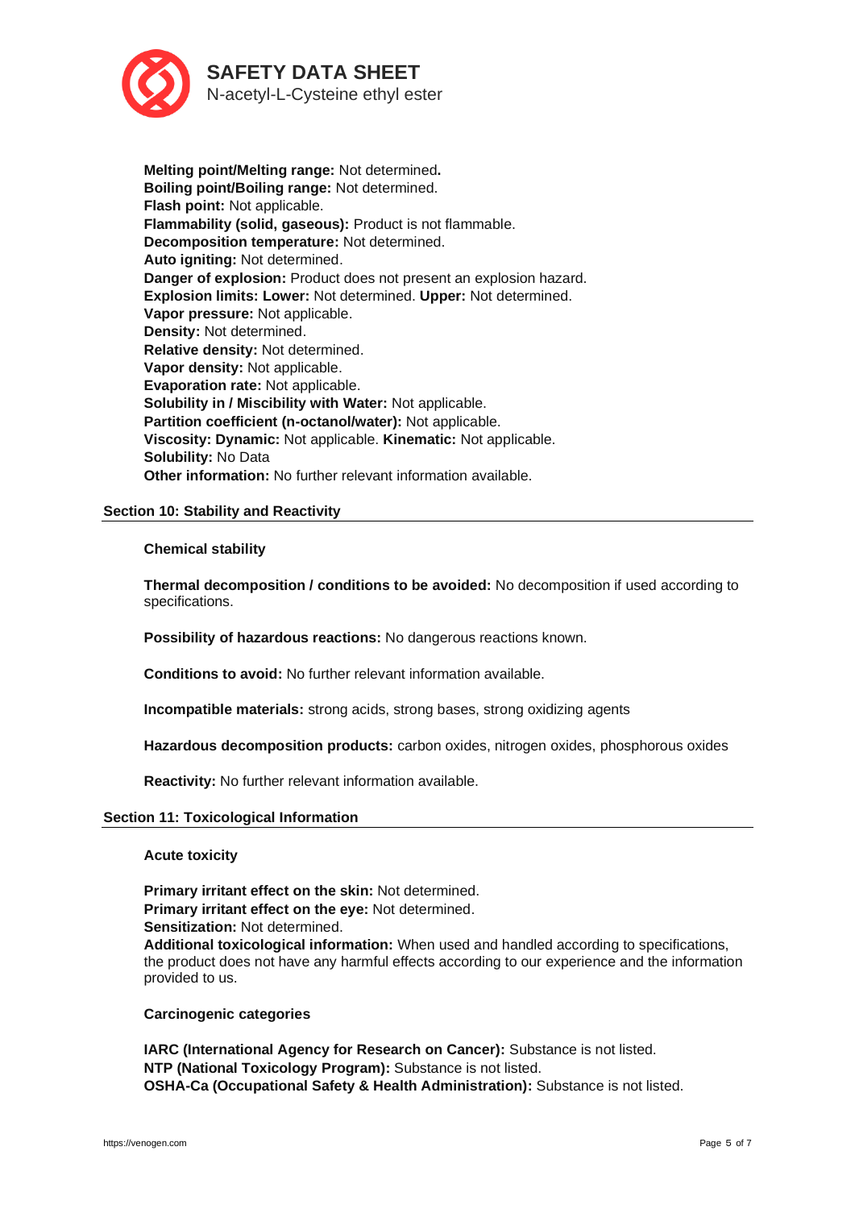**Melting point/Melting range:** Not determined**.**
**Boiling point/Boiling range:** Not determined.
**Flash point:** Not applicable.
**Flammability (solid, gaseous):** Product is not flammable.
**Decomposition temperature:** Not determined.
**Auto igniting:** Not determined.
**Danger of explosion:** Product does not present an explosion hazard.
**Explosion limits: Lower:** Not determined. **Upper:** Not determined.
**Vapor pressure:** Not applicable.
**Density:** Not determined.
**Relative density:** Not determined.
**Vapor density:** Not applicable.
**Evaporation rate:** Not applicable.
**Solubility in / Miscibility with Water:** Not applicable.
**Partition coefficient (n-octanol/water):** Not applicable.
**Viscosity: Dynamic:** Not applicable. **Kinematic:** Not applicable.
**Solubility:** No Data
**Other information:** No further relevant information available.

## Section 10: Stability and Reactivity

**Chemical stability**

**Thermal decomposition / conditions to be avoided:** No decomposition if used according to specifications.

**Possibility of hazardous reactions:** No dangerous reactions known.

**Conditions to avoid:** No further relevant information available.

**Incompatible materials:** strong acids, strong bases, strong oxidizing agents

**Hazardous decomposition products:** carbon oxides, nitrogen oxides, phosphorous oxides

**Reactivity:** No further relevant information available.

## Section 11: Toxicological Information

**Acute toxicity**

**Primary irritant effect on the skin:** Not determined.
**Primary irritant effect on the eye:** Not determined.
**Sensitization:** Not determined.
**Additional toxicological information:** When used and handled according to specifications, the product does not have any harmful effects according to our experience and the information provided to us.

**Carcinogenic categories**

**IARC (International Agency for Research on Cancer):** Substance is not listed.
**NTP (National Toxicology Program):** Substance is not listed.
**OSHA-Ca (Occupational Safety & Health Administration):** Substance is not listed.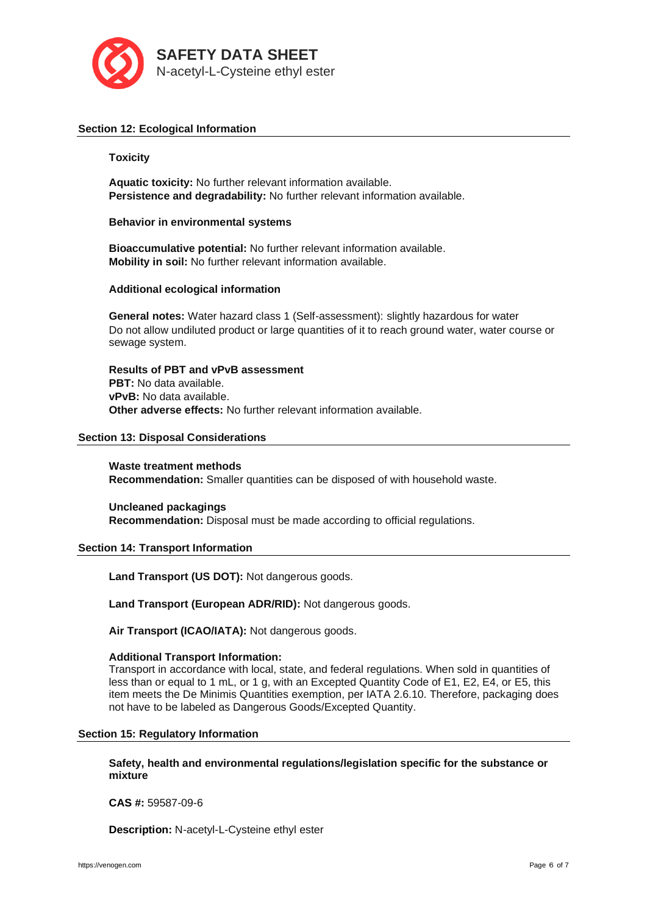## Section 12: Ecological Information

### Toxicity

**Aquatic toxicity:** No further relevant information available.
**Persistence and degradability:** No further relevant information available.

### Behavior in environmental systems

**Bioaccumulative potential:** No further relevant information available.
**Mobility in soil:** No further relevant information available.

### Additional ecological information

**General notes:** Water hazard class 1 (Self-assessment): slightly hazardous for water
Do not allow undiluted product or large quantities of it to reach ground water, water course or sewage system.

**Results of PBT and vPvB assessment**
**PBT:** No data available.
**vPvB:** No data available.
**Other adverse effects:** No further relevant information available.

## Section 13: Disposal Considerations

**Waste treatment methods**
**Recommendation:** Smaller quantities can be disposed of with household waste.

**Uncleaned packagings**
**Recommendation:** Disposal must be made according to official regulations.

## Section 14: Transport Information

**Land Transport (US DOT):** Not dangerous goods.

**Land Transport (European ADR/RID):** Not dangerous goods.

**Air Transport (ICAO/IATA):** Not dangerous goods.

**Additional Transport Information:**
Transport in accordance with local, state, and federal regulations. When sold in quantities of less than or equal to 1 mL, or 1 g, with an Excepted Quantity Code of E1, E2, E4, or E5, this item meets the De Minimis Quantities exemption, per IATA 2.6.10. Therefore, packaging does not have to be labeled as Dangerous Goods/Excepted Quantity.

## Section 15: Regulatory Information

**Safety, health and environmental regulations/legislation specific for the substance or mixture**

**CAS #:** 59587-09-6

**Description:** N-acetyl-L-Cysteine ethyl ester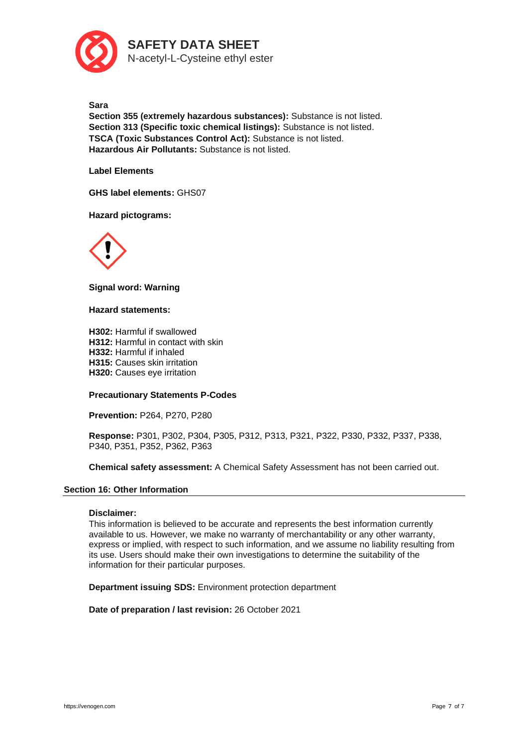**Sara**

**Section 355 (extremely hazardous substances):** Substance is not listed.
**Section 313 (Specific toxic chemical listings):** Substance is not listed.
**TSCA (Toxic Substances Control Act):** Substance is not listed.
**Hazardous Air Pollutants:** Substance is not listed.

**Label Elements**

**GHS label elements:** GHS07

**Hazard pictograms:**

**Signal word: Warning**

**Hazard statements:**

**H302:** Harmful if swallowed
**H312:** Harmful in contact with skin
**H332:** Harmful if inhaled
**H315:** Causes skin irritation
**H320:** Causes eye irritation

**Precautionary Statements P-Codes**

**Prevention:** P264, P270, P280

**Response:** P301, P302, P304, P305, P312, P313, P321, P322, P330, P332, P337, P338, P340, P351, P352, P362, P363

**Chemical safety assessment:** A Chemical Safety Assessment has not been carried out.

## Section 16: Other Information

**Disclaimer:**
This information is believed to be accurate and represents the best information currently available to us. However, we make no warranty of merchantability or any other warranty, express or implied, with respect to such information, and we assume no liability resulting from its use. Users should make their own investigations to determine the suitability of the information for their particular purposes.

**Department issuing SDS:** Environment protection department

**Date of preparation / last revision:** 26 October 2021